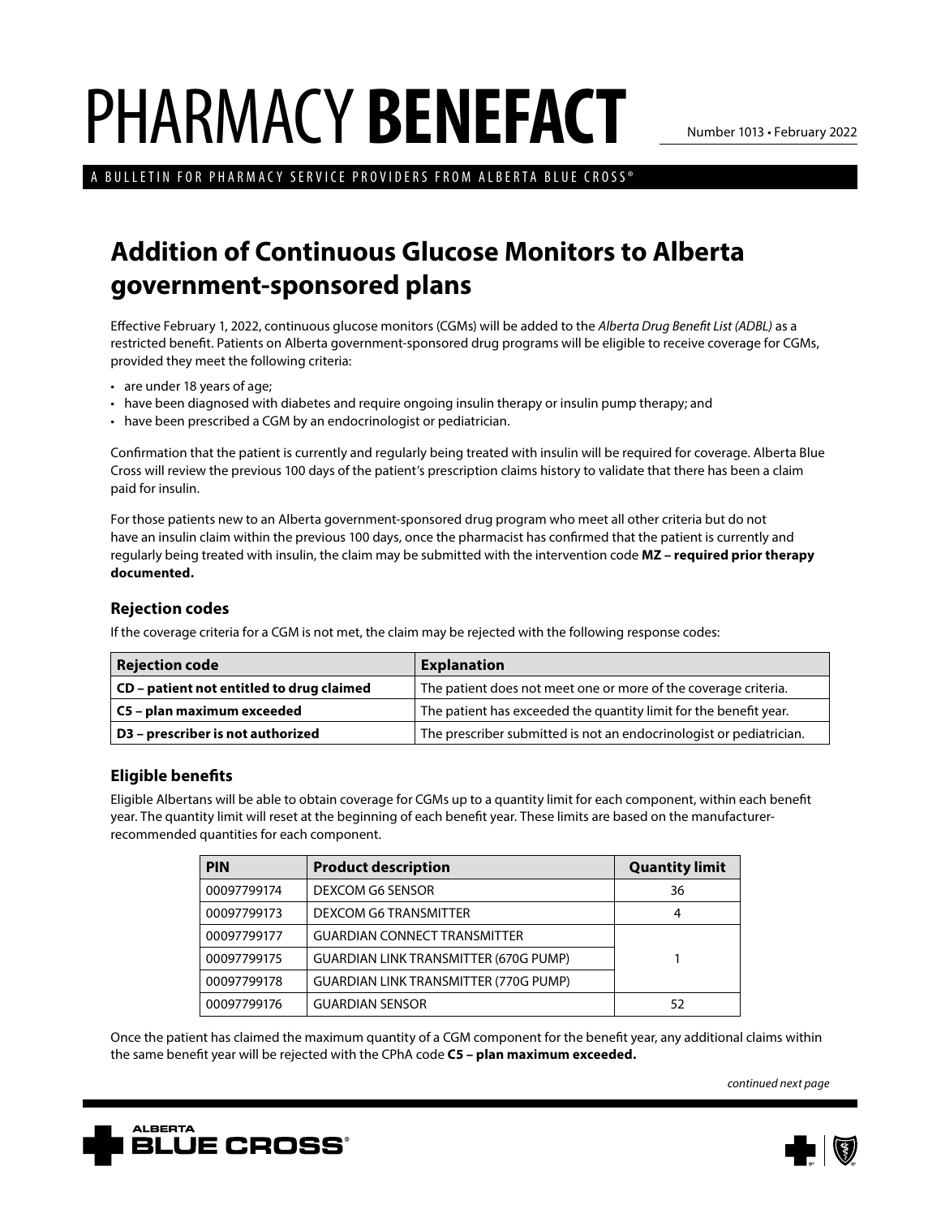# PHARMACY **BENEFACT**

Number 1013 • February 2022

A BULLETIN FOR PHARMACY SERVICE PROVIDERS FROM ALBERTA BLUE CROSS®

## Addition of Continuous Glucose Monitors to Alberta government-sponsored plans

Effective February 1, 2022, continuous glucose monitors (CGMs) will be added to the *Alberta Drug Benefit List (ADBL)* as a restricted benefit. Patients on Alberta government-sponsored drug programs will be eligible to receive coverage for CGMs, provided they meet the following criteria:

- are under 18 years of age;
- have been diagnosed with diabetes and require ongoing insulin therapy or insulin pump therapy; and
- have been prescribed a CGM by an endocrinologist or pediatrician.

Confirmation that the patient is currently and regularly being treated with insulin will be required for coverage. Alberta Blue Cross will review the previous 100 days of the patient's prescription claims history to validate that there has been a claim paid for insulin.

For those patients new to an Alberta government-sponsored drug program who meet all other criteria but do not have an insulin claim within the previous 100 days, once the pharmacist has confirmed that the patient is currently and regularly being treated with insulin, the claim may be submitted with the intervention code **MZ – required prior therapy documented.**

### Rejection codes

If the coverage criteria for a CGM is not met, the claim may be rejected with the following response codes:

| Rejection code | Explanation |
|---|---|
| **CD – patient not entitled to drug claimed** | The patient does not meet one or more of the coverage criteria. |
| **C5 – plan maximum exceeded** | The patient has exceeded the quantity limit for the benefit year. |
| **D3 – prescriber is not authorized** | The prescriber submitted is not an endocrinologist or pediatrician. |

### Eligible benefits

Eligible Albertans will be able to obtain coverage for CGMs up to a quantity limit for each component, within each benefit year. The quantity limit will reset at the beginning of each benefit year. These limits are based on the manufacturer-recommended quantities for each component.

| PIN | Product description | Quantity limit |
|---|---|---|
| 00097799174 | DEXCOM G6 SENSOR | 36 |
| 00097799173 | DEXCOM G6 TRANSMITTER | 4 |
| 00097799177 | GUARDIAN CONNECT TRANSMITTER | 1 |
| 00097799175 | GUARDIAN LINK TRANSMITTER (670G PUMP) | 1 |
| 00097799178 | GUARDIAN LINK TRANSMITTER (770G PUMP) | 1 |
| 00097799176 | GUARDIAN SENSOR | 52 |

Once the patient has claimed the maximum quantity of a CGM component for the benefit year, any additional claims within the same benefit year will be rejected with the CPhA code **C5 – plan maximum exceeded.**

*continued next page*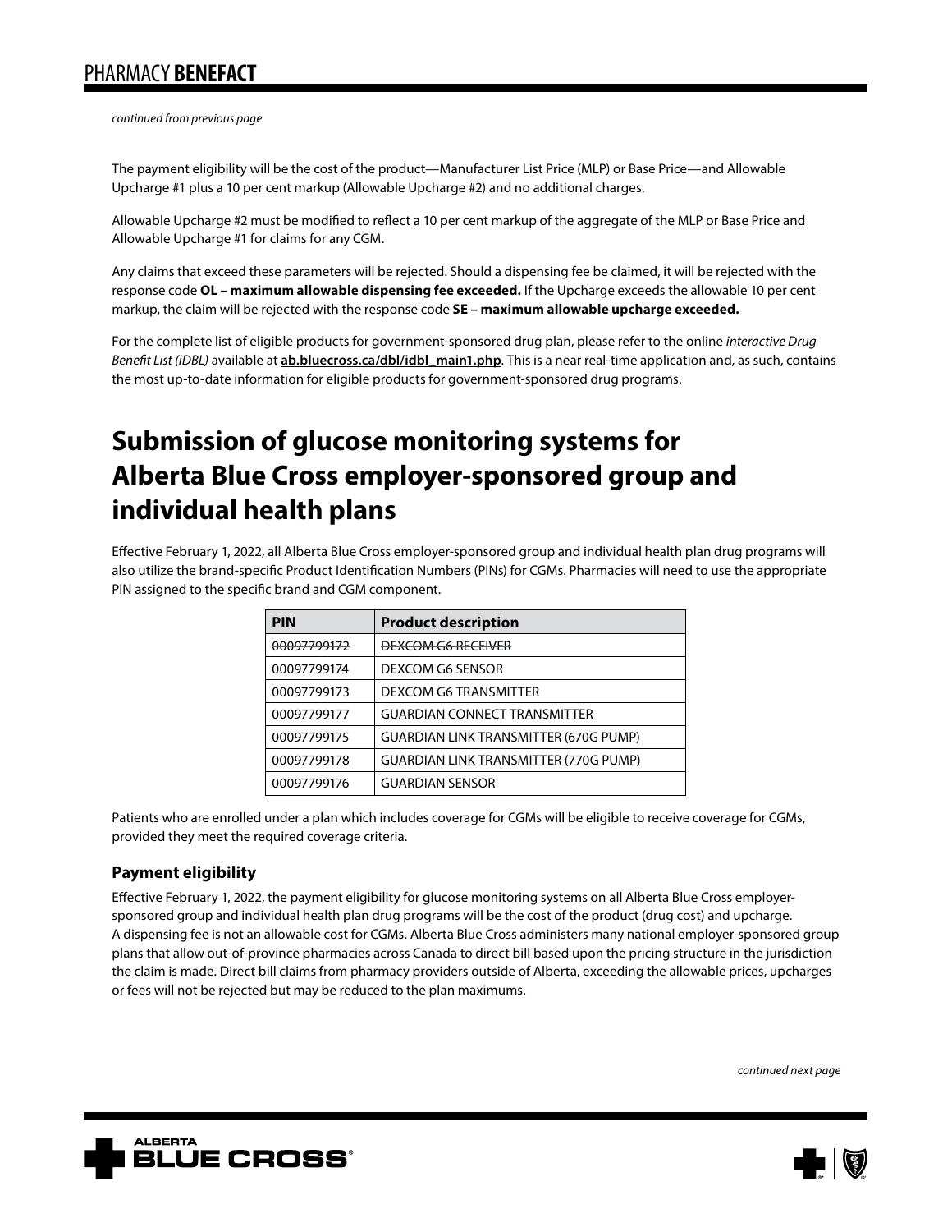*continued from previous page*

The payment eligibility will be the cost of the product—Manufacturer List Price (MLP) or Base Price—and Allowable Upcharge #1 plus a 10 per cent markup (Allowable Upcharge #2) and no additional charges.

Allowable Upcharge #2 must be modified to reflect a 10 per cent markup of the aggregate of the MLP or Base Price and Allowable Upcharge #1 for claims for any CGM.

Any claims that exceed these parameters will be rejected. Should a dispensing fee be claimed, it will be rejected with the response code **OL – maximum allowable dispensing fee exceeded.** If the Upcharge exceeds the allowable 10 per cent markup, the claim will be rejected with the response code **SE – maximum allowable upcharge exceeded.**

For the complete list of eligible products for government-sponsored drug plan, please refer to the online *interactive Drug Benefit List (iDBL)* available at **ab.bluecross.ca/dbl/idbl_main1.php**. This is a near real-time application and, as such, contains the most up-to-date information for eligible products for government-sponsored drug programs.

# Submission of glucose monitoring systems for Alberta Blue Cross employer-sponsored group and individual health plans

Effective February 1, 2022, all Alberta Blue Cross employer-sponsored group and individual health plan drug programs will also utilize the brand-specific Product Identification Numbers (PINs) for CGMs. Pharmacies will need to use the appropriate PIN assigned to the specific brand and CGM component.

| PIN | Product description |
|---|---|
| ~~00097799172~~ | ~~DEXCOM G6 RECEIVER~~ |
| 00097799174 | DEXCOM G6 SENSOR |
| 00097799173 | DEXCOM G6 TRANSMITTER |
| 00097799177 | GUARDIAN CONNECT TRANSMITTER |
| 00097799175 | GUARDIAN LINK TRANSMITTER (670G PUMP) |
| 00097799178 | GUARDIAN LINK TRANSMITTER (770G PUMP) |
| 00097799176 | GUARDIAN SENSOR |

Patients who are enrolled under a plan which includes coverage for CGMs will be eligible to receive coverage for CGMs, provided they meet the required coverage criteria.

### Payment eligibility

Effective February 1, 2022, the payment eligibility for glucose monitoring systems on all Alberta Blue Cross employer-sponsored group and individual health plan drug programs will be the cost of the product (drug cost) and upcharge. A dispensing fee is not an allowable cost for CGMs. Alberta Blue Cross administers many national employer-sponsored group plans that allow out-of-province pharmacies across Canada to direct bill based upon the pricing structure in the jurisdiction the claim is made. Direct bill claims from pharmacy providers outside of Alberta, exceeding the allowable prices, upcharges or fees will not be rejected but may be reduced to the plan maximums.

*continued next page*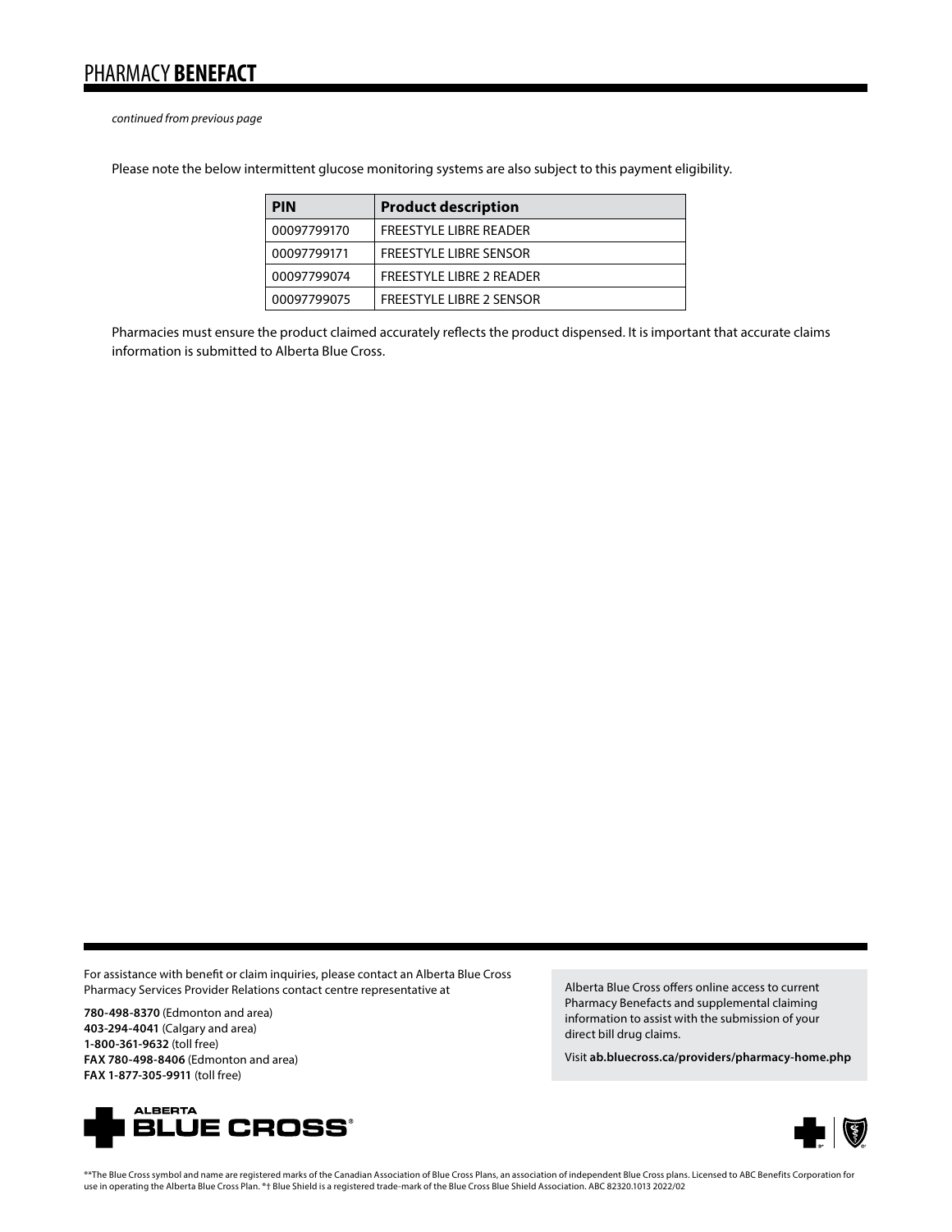*continued from previous page*

Please note the below intermittent glucose monitoring systems are also subject to this payment eligibility.

| PIN | Product description |
| --- | --- |
| 00097799170 | FREESTYLE LIBRE READER |
| 00097799171 | FREESTYLE LIBRE SENSOR |
| 00097799074 | FREESTYLE LIBRE 2 READER |
| 00097799075 | FREESTYLE LIBRE 2 SENSOR |

Pharmacies must ensure the product claimed accurately reflects the product dispensed. It is important that accurate claims information is submitted to Alberta Blue Cross.

For assistance with benefit or claim inquiries, please contact an Alberta Blue Cross Pharmacy Services Provider Relations contact centre representative at

**780-498-8370** (Edmonton and area)
**403-294-4041** (Calgary and area)
**1-800-361-9632** (toll free)
**FAX 780-498-8406** (Edmonton and area)
**FAX 1-877-305-9911** (toll free)

Alberta Blue Cross offers online access to current Pharmacy Benefacts and supplemental claiming information to assist with the submission of your direct bill drug claims.

Visit **ab.bluecross.ca/providers/pharmacy-home.php**

®*The Blue Cross symbol and name are registered marks of the Canadian Association of Blue Cross Plans, an association of independent Blue Cross plans. Licensed to ABC Benefits Corporation for use in operating the Alberta Blue Cross Plan. ®† Blue Shield is a registered trade-mark of the Blue Cross Blue Shield Association. ABC 82320.1013 2022/02